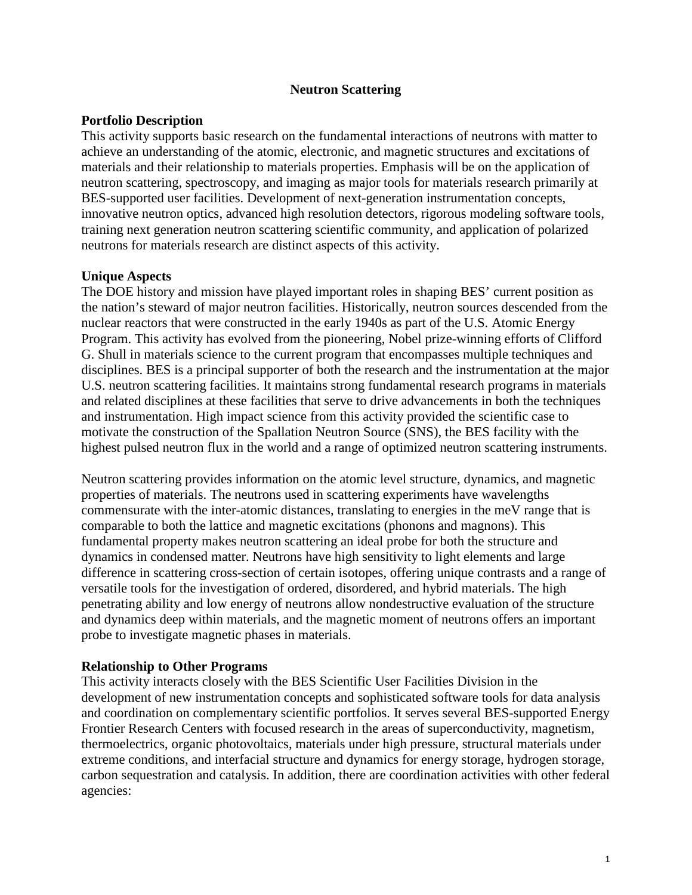# Neutron Scattering

## Portfolio Description

This activity supports basic research on the fundamental interactions of neutrons with matter to achieve an understanding of the atomic, electronic, and magnetic structures and excitations of materials and their relationship to materials properties. Emphasis will be on the application of neutron scattering, spectroscopy, and imaging as major tools for materials research primarily at BES-supported user facilities. Development of next-generation instrumentation concepts, innovative neutron optics, advanced high resolution detectors, rigorous modeling software tools, training next generation neutron scattering scientific community, and application of polarized neutrons for materials research are distinct aspects of this activity.

## Unique Aspects

The DOE history and mission have played important roles in shaping BES' current position as the nation's steward of major neutron facilities. Historically, neutron sources descended from the nuclear reactors that were constructed in the early 1940s as part of the U.S. Atomic Energy Program. This activity has evolved from the pioneering, Nobel prize-winning efforts of Clifford G. Shull in materials science to the current program that encompasses multiple techniques and disciplines. BES is a principal supporter of both the research and the instrumentation at the major U.S. neutron scattering facilities. It maintains strong fundamental research programs in materials and related disciplines at these facilities that serve to drive advancements in both the techniques and instrumentation. High impact science from this activity provided the scientific case to motivate the construction of the Spallation Neutron Source (SNS), the BES facility with the highest pulsed neutron flux in the world and a range of optimized neutron scattering instruments.

Neutron scattering provides information on the atomic level structure, dynamics, and magnetic properties of materials. The neutrons used in scattering experiments have wavelengths commensurate with the inter-atomic distances, translating to energies in the meV range that is comparable to both the lattice and magnetic excitations (phonons and magnons). This fundamental property makes neutron scattering an ideal probe for both the structure and dynamics in condensed matter. Neutrons have high sensitivity to light elements and large difference in scattering cross-section of certain isotopes, offering unique contrasts and a range of versatile tools for the investigation of ordered, disordered, and hybrid materials. The high penetrating ability and low energy of neutrons allow nondestructive evaluation of the structure and dynamics deep within materials, and the magnetic moment of neutrons offers an important probe to investigate magnetic phases in materials.

## Relationship to Other Programs

This activity interacts closely with the BES Scientific User Facilities Division in the development of new instrumentation concepts and sophisticated software tools for data analysis and coordination on complementary scientific portfolios. It serves several BES-supported Energy Frontier Research Centers with focused research in the areas of superconductivity, magnetism, thermoelectrics, organic photovoltaics, materials under high pressure, structural materials under extreme conditions, and interfacial structure and dynamics for energy storage, hydrogen storage, carbon sequestration and catalysis. In addition, there are coordination activities with other federal agencies: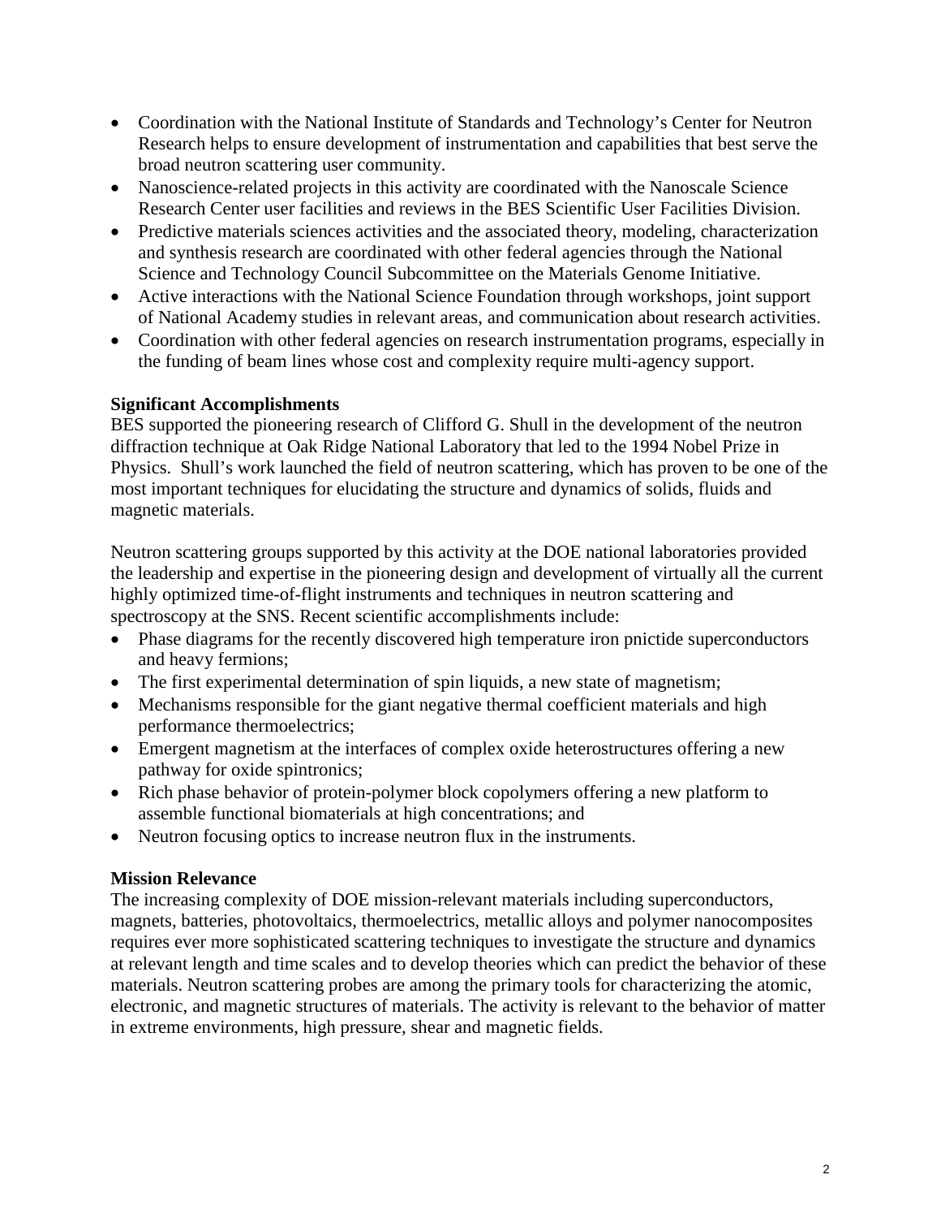- Coordination with the National Institute of Standards and Technology's Center for Neutron Research helps to ensure development of instrumentation and capabilities that best serve the broad neutron scattering user community.
- Nanoscience-related projects in this activity are coordinated with the Nanoscale Science Research Center user facilities and reviews in the BES Scientific User Facilities Division.
- Predictive materials sciences activities and the associated theory, modeling, characterization and synthesis research are coordinated with other federal agencies through the National Science and Technology Council Subcommittee on the Materials Genome Initiative.
- Active interactions with the National Science Foundation through workshops, joint support of National Academy studies in relevant areas, and communication about research activities.
- Coordination with other federal agencies on research instrumentation programs, especially in the funding of beam lines whose cost and complexity require multi-agency support.

**Significant Accomplishments**

BES supported the pioneering research of Clifford G. Shull in the development of the neutron diffraction technique at Oak Ridge National Laboratory that led to the 1994 Nobel Prize in Physics. Shull's work launched the field of neutron scattering, which has proven to be one of the most important techniques for elucidating the structure and dynamics of solids, fluids and magnetic materials.

Neutron scattering groups supported by this activity at the DOE national laboratories provided the leadership and expertise in the pioneering design and development of virtually all the current highly optimized time-of-flight instruments and techniques in neutron scattering and spectroscopy at the SNS. Recent scientific accomplishments include:

- Phase diagrams for the recently discovered high temperature iron pnictide superconductors and heavy fermions;
- The first experimental determination of spin liquids, a new state of magnetism;
- Mechanisms responsible for the giant negative thermal coefficient materials and high performance thermoelectrics;
- Emergent magnetism at the interfaces of complex oxide heterostructures offering a new pathway for oxide spintronics;
- Rich phase behavior of protein-polymer block copolymers offering a new platform to assemble functional biomaterials at high concentrations; and
- Neutron focusing optics to increase neutron flux in the instruments.

**Mission Relevance**

The increasing complexity of DOE mission-relevant materials including superconductors, magnets, batteries, photovoltaics, thermoelectrics, metallic alloys and polymer nanocomposites requires ever more sophisticated scattering techniques to investigate the structure and dynamics at relevant length and time scales and to develop theories which can predict the behavior of these materials. Neutron scattering probes are among the primary tools for characterizing the atomic, electronic, and magnetic structures of materials. The activity is relevant to the behavior of matter in extreme environments, high pressure, shear and magnetic fields.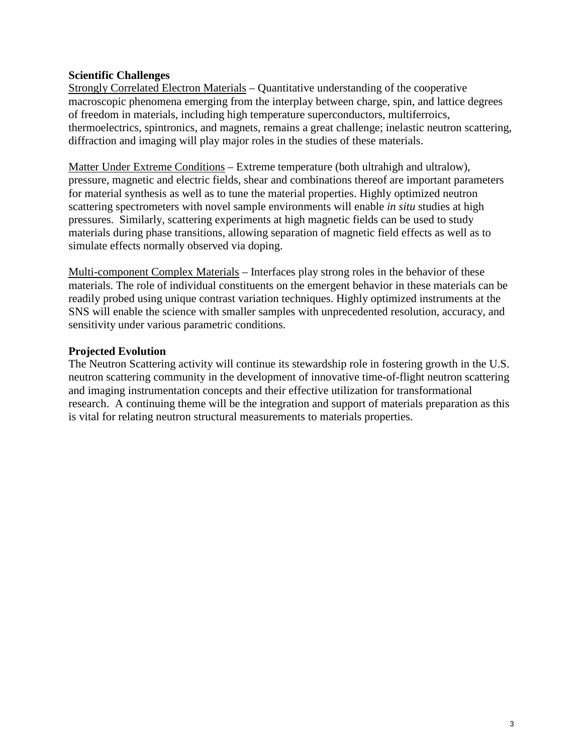**Scientific Challenges**

Strongly Correlated Electron Materials – Quantitative understanding of the cooperative macroscopic phenomena emerging from the interplay between charge, spin, and lattice degrees of freedom in materials, including high temperature superconductors, multiferroics, thermoelectrics, spintronics, and magnets, remains a great challenge; inelastic neutron scattering, diffraction and imaging will play major roles in the studies of these materials.

Matter Under Extreme Conditions – Extreme temperature (both ultrahigh and ultralow), pressure, magnetic and electric fields, shear and combinations thereof are important parameters for material synthesis as well as to tune the material properties. Highly optimized neutron scattering spectrometers with novel sample environments will enable *in situ* studies at high pressures. Similarly, scattering experiments at high magnetic fields can be used to study materials during phase transitions, allowing separation of magnetic field effects as well as to simulate effects normally observed via doping.

Multi-component Complex Materials – Interfaces play strong roles in the behavior of these materials. The role of individual constituents on the emergent behavior in these materials can be readily probed using unique contrast variation techniques. Highly optimized instruments at the SNS will enable the science with smaller samples with unprecedented resolution, accuracy, and sensitivity under various parametric conditions.

**Projected Evolution**

The Neutron Scattering activity will continue its stewardship role in fostering growth in the U.S. neutron scattering community in the development of innovative time-of-flight neutron scattering and imaging instrumentation concepts and their effective utilization for transformational research. A continuing theme will be the integration and support of materials preparation as this is vital for relating neutron structural measurements to materials properties.